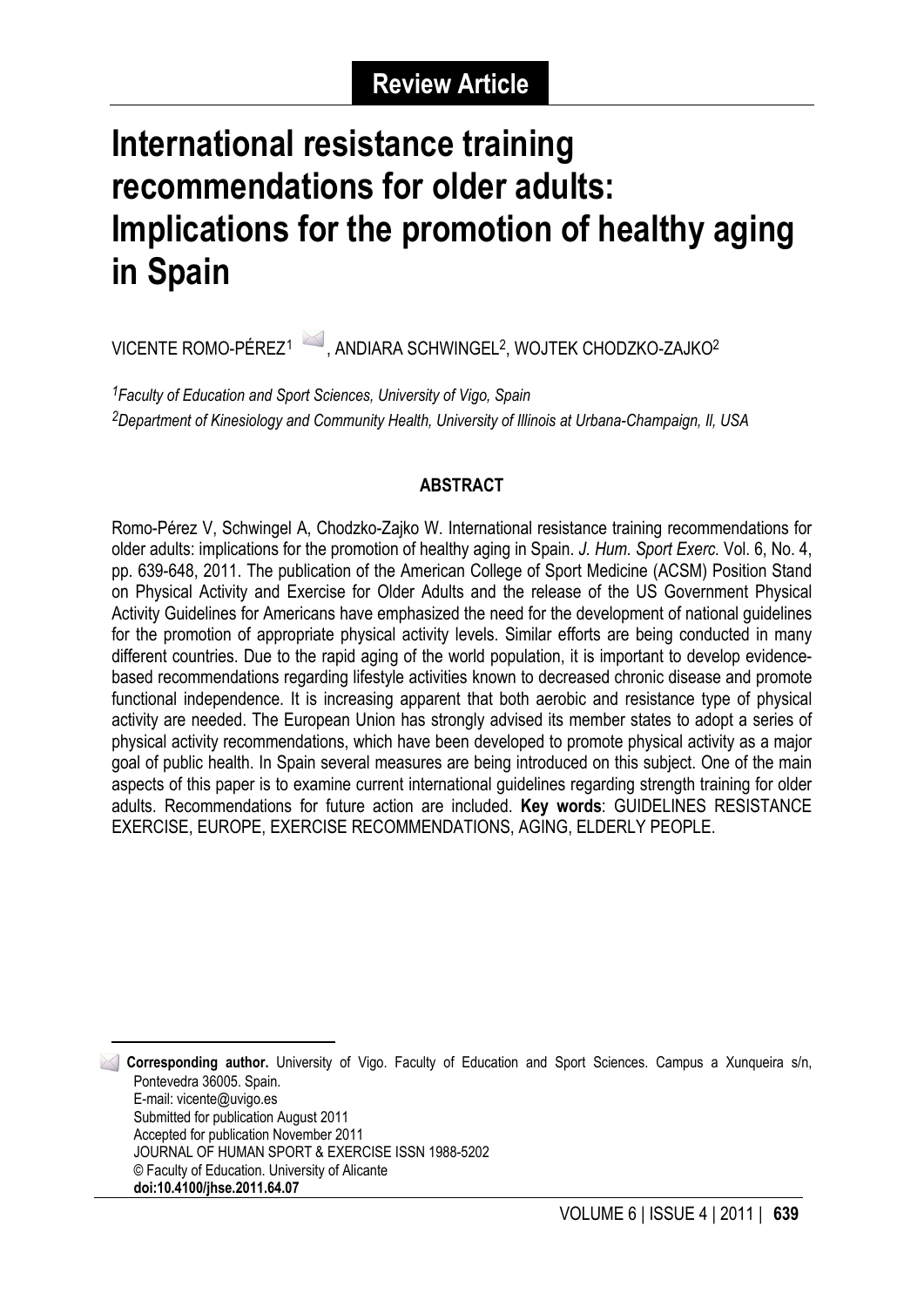**Review Article**

# International resistance training recommendations for older adults: Implications for the promotion of healthy aging in Spain

VICENTE ROMO-PÉREZ[1], ANDIARA SCHWINGEL[2], WOJTEK CHODZKO-ZAJKO[2]

[1]*Faculty of Education and Sport Sciences, University of Vigo, Spain*

[2]*Department of Kinesiology and Community Health, University of Illinois at Urbana-Champaign, Il, USA*

## ABSTRACT

Romo-Pérez V, Schwingel A, Chodzko-Zajko W. International resistance training recommendations for older adults: implications for the promotion of healthy aging in Spain. *J. Hum. Sport Exerc.* Vol. 6, No. 4, pp. 639-648, 2011. The publication of the American College of Sport Medicine (ACSM) Position Stand on Physical Activity and Exercise for Older Adults and the release of the US Government Physical Activity Guidelines for Americans have emphasized the need for the development of national guidelines for the promotion of appropriate physical activity levels. Similar efforts are being conducted in many different countries. Due to the rapid aging of the world population, it is important to develop evidence-based recommendations regarding lifestyle activities known to decreased chronic disease and promote functional independence. It is increasing apparent that both aerobic and resistance type of physical activity are needed. The European Union has strongly advised its member states to adopt a series of physical activity recommendations, which have been developed to promote physical activity as a major goal of public health. In Spain several measures are being introduced on this subject. One of the main aspects of this paper is to examine current international guidelines regarding strength training for older adults. Recommendations for future action are included. **Key words**: GUIDELINES RESISTANCE EXERCISE, EUROPE, EXERCISE RECOMMENDATIONS, AGING, ELDERLY PEOPLE.

---

**Corresponding author.** University of Vigo. Faculty of Education and Sport Sciences. Campus a Xunqueira s/n, Pontevedra 36005. Spain.
E-mail: vicente@uvigo.es
Submitted for publication August 2011
Accepted for publication November 2011
JOURNAL OF HUMAN SPORT & EXERCISE ISSN 1988-5202
© Faculty of Education. University of Alicante
**doi:10.4100/jhse.2011.64.07**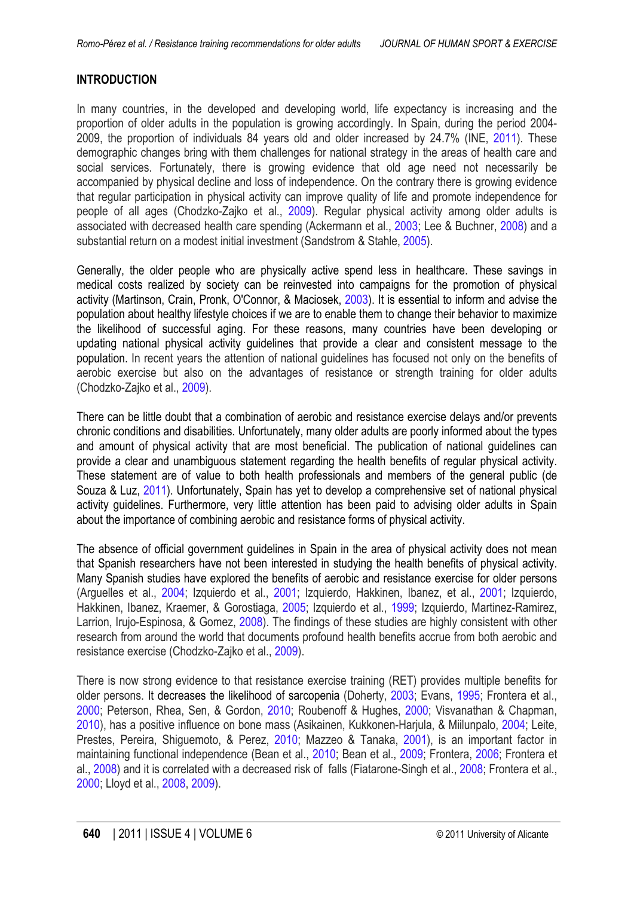## INTRODUCTION

In many countries, in the developed and developing world, life expectancy is increasing and the proportion of older adults in the population is growing accordingly. In Spain, during the period 2004-2009, the proportion of individuals 84 years old and older increased by 24.7% (INE, 2011). These demographic changes bring with them challenges for national strategy in the areas of health care and social services. Fortunately, there is growing evidence that old age need not necessarily be accompanied by physical decline and loss of independence. On the contrary there is growing evidence that regular participation in physical activity can improve quality of life and promote independence for people of all ages (Chodzko-Zajko et al., 2009). Regular physical activity among older adults is associated with decreased health care spending (Ackermann et al., 2003; Lee & Buchner, 2008) and a substantial return on a modest initial investment (Sandstrom & Stahle, 2005).

Generally, the older people who are physically active spend less in healthcare. These savings in medical costs realized by society can be reinvested into campaigns for the promotion of physical activity (Martinson, Crain, Pronk, O'Connor, & Maciosek, 2003). It is essential to inform and advise the population about healthy lifestyle choices if we are to enable them to change their behavior to maximize the likelihood of successful aging. For these reasons, many countries have been developing or updating national physical activity guidelines that provide a clear and consistent message to the population. In recent years the attention of national guidelines has focused not only on the benefits of aerobic exercise but also on the advantages of resistance or strength training for older adults (Chodzko-Zajko et al., 2009).

There can be little doubt that a combination of aerobic and resistance exercise delays and/or prevents chronic conditions and disabilities. Unfortunately, many older adults are poorly informed about the types and amount of physical activity that are most beneficial. The publication of national guidelines can provide a clear and unambiguous statement regarding the health benefits of regular physical activity. These statement are of value to both health professionals and members of the general public (de Souza & Luz, 2011). Unfortunately, Spain has yet to develop a comprehensive set of national physical activity guidelines. Furthermore, very little attention has been paid to advising older adults in Spain about the importance of combining aerobic and resistance forms of physical activity.

The absence of official government guidelines in Spain in the area of physical activity does not mean that Spanish researchers have not been interested in studying the health benefits of physical activity. Many Spanish studies have explored the benefits of aerobic and resistance exercise for older persons (Arguelles et al., 2004; Izquierdo et al., 2001; Izquierdo, Hakkinen, Ibanez, et al., 2001; Izquierdo, Hakkinen, Ibanez, Kraemer, & Gorostiaga, 2005; Izquierdo et al., 1999; Izquierdo, Martinez-Ramirez, Larrion, Irujo-Espinosa, & Gomez, 2008). The findings of these studies are highly consistent with other research from around the world that documents profound health benefits accrue from both aerobic and resistance exercise (Chodzko-Zajko et al., 2009).

There is now strong evidence to that resistance exercise training (RET) provides multiple benefits for older persons. It decreases the likelihood of sarcopenia (Doherty, 2003; Evans, 1995; Frontera et al., 2000; Peterson, Rhea, Sen, & Gordon, 2010; Roubenoff & Hughes, 2000; Visvanathan & Chapman, 2010), has a positive influence on bone mass (Asikainen, Kukkonen-Harjula, & Miilunpalo, 2004; Leite, Prestes, Pereira, Shiguemoto, & Perez, 2010; Mazzeo & Tanaka, 2001), is an important factor in maintaining functional independence (Bean et al., 2010; Bean et al., 2009; Frontera, 2006; Frontera et al., 2008) and it is correlated with a decreased risk of falls (Fiatarone-Singh et al., 2008; Frontera et al., 2000; Lloyd et al., 2008, 2009).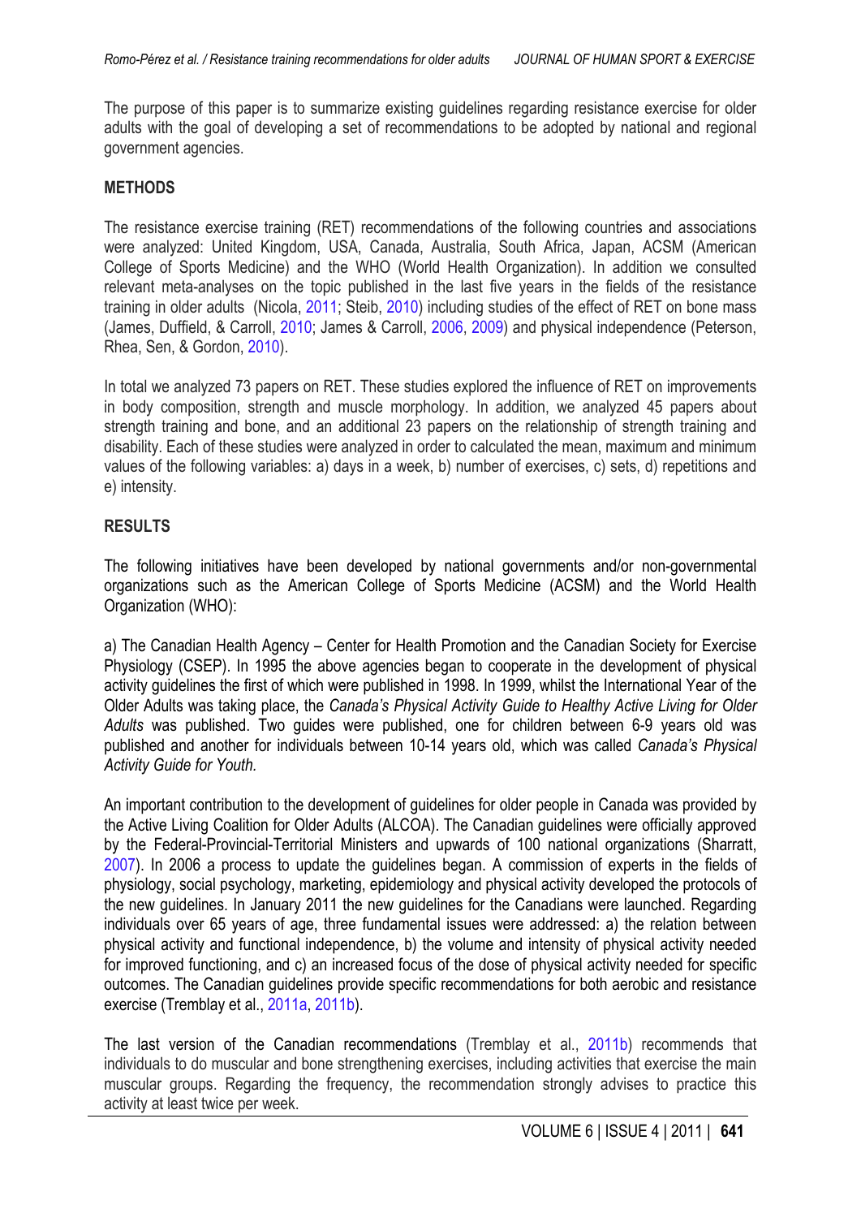The purpose of this paper is to summarize existing guidelines regarding resistance exercise for older adults with the goal of developing a set of recommendations to be adopted by national and regional government agencies.

## METHODS

The resistance exercise training (RET) recommendations of the following countries and associations were analyzed: United Kingdom, USA, Canada, Australia, South Africa, Japan, ACSM (American College of Sports Medicine) and the WHO (World Health Organization). In addition we consulted relevant meta-analyses on the topic published in the last five years in the fields of the resistance training in older adults (Nicola, 2011; Steib, 2010) including studies of the effect of RET on bone mass (James, Duffield, & Carroll, 2010; James & Carroll, 2006, 2009) and physical independence (Peterson, Rhea, Sen, & Gordon, 2010).

In total we analyzed 73 papers on RET. These studies explored the influence of RET on improvements in body composition, strength and muscle morphology. In addition, we analyzed 45 papers about strength training and bone, and an additional 23 papers on the relationship of strength training and disability. Each of these studies were analyzed in order to calculated the mean, maximum and minimum values of the following variables: a) days in a week, b) number of exercises, c) sets, d) repetitions and e) intensity.

## RESULTS

The following initiatives have been developed by national governments and/or non-governmental organizations such as the American College of Sports Medicine (ACSM) and the World Health Organization (WHO):

a) The Canadian Health Agency – Center for Health Promotion and the Canadian Society for Exercise Physiology (CSEP). In 1995 the above agencies began to cooperate in the development of physical activity guidelines the first of which were published in 1998. In 1999, whilst the International Year of the Older Adults was taking place, the *Canada's Physical Activity Guide to Healthy Active Living for Older Adults* was published. Two guides were published, one for children between 6-9 years old was published and another for individuals between 10-14 years old, which was called *Canada's Physical Activity Guide for Youth.*

An important contribution to the development of guidelines for older people in Canada was provided by the Active Living Coalition for Older Adults (ALCOA). The Canadian guidelines were officially approved by the Federal-Provincial-Territorial Ministers and upwards of 100 national organizations (Sharratt, 2007). In 2006 a process to update the guidelines began. A commission of experts in the fields of physiology, social psychology, marketing, epidemiology and physical activity developed the protocols of the new guidelines. In January 2011 the new guidelines for the Canadians were launched. Regarding individuals over 65 years of age, three fundamental issues were addressed: a) the relation between physical activity and functional independence, b) the volume and intensity of physical activity needed for improved functioning, and c) an increased focus of the dose of physical activity needed for specific outcomes. The Canadian guidelines provide specific recommendations for both aerobic and resistance exercise (Tremblay et al., 2011a, 2011b).

The last version of the Canadian recommendations (Tremblay et al., 2011b) recommends that individuals to do muscular and bone strengthening exercises, including activities that exercise the main muscular groups. Regarding the frequency, the recommendation strongly advises to practice this activity at least twice per week.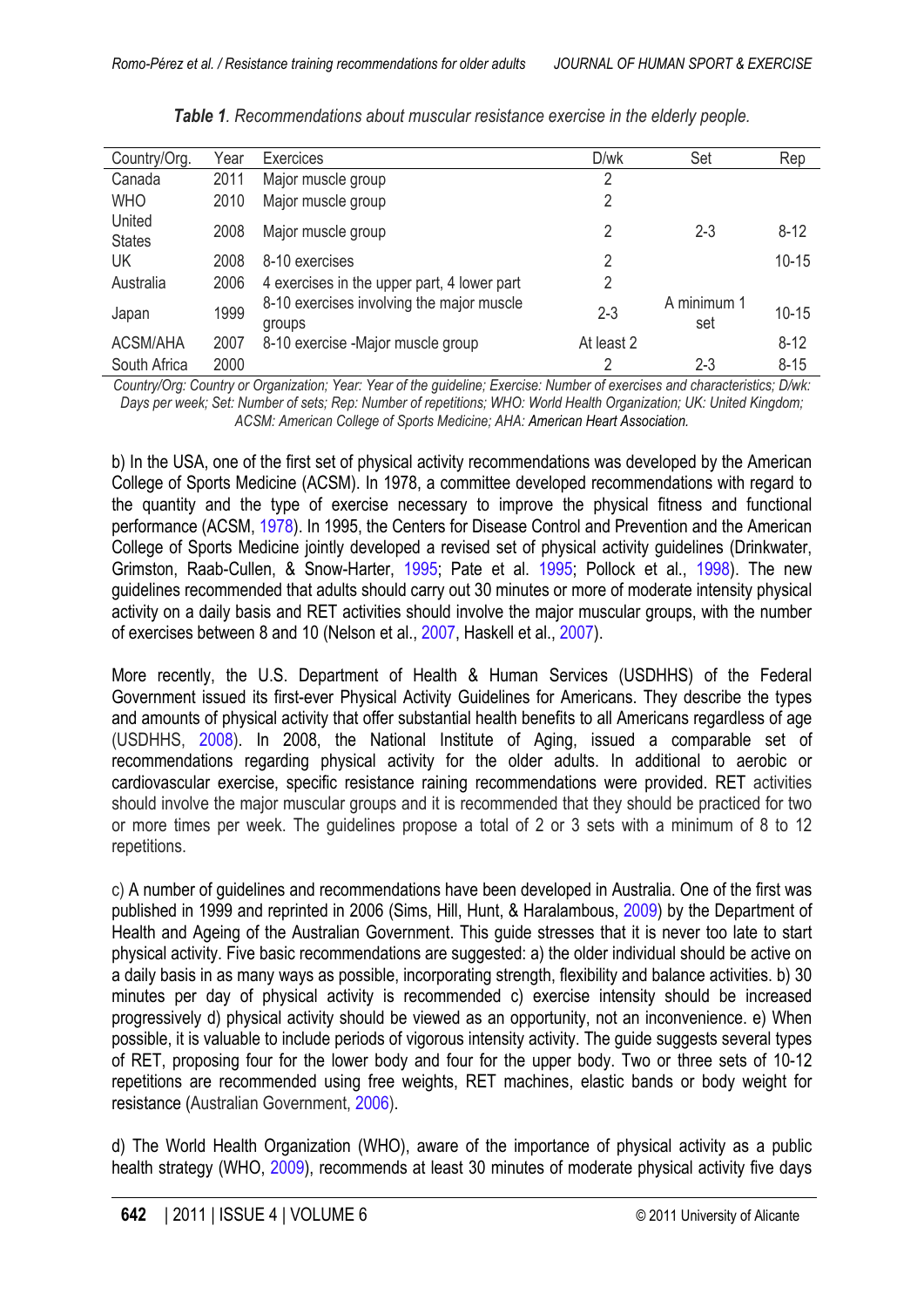***Table 1**. Recommendations about muscular resistance exercise in the elderly people.*

| Country/Org. | Year | Exercices | D/wk | Set | Rep |
|---|---|---|---|---|---|
| Canada | 2011 | Major muscle group | 2 | | |
| WHO | 2010 | Major muscle group | 2 | | |
| United States | 2008 | Major muscle group | 2 | 2-3 | 8-12 |
| UK | 2008 | 8-10 exercises | 2 | | 10-15 |
| Australia | 2006 | 4 exercises in the upper part, 4 lower part | 2 | | |
| Japan | 1999 | 8-10 exercises involving the major muscle groups | 2-3 | A minimum 1 set | 10-15 |
| ACSM/AHA | 2007 | 8-10 exercise -Major muscle group | At least 2 | | 8-12 |
| South Africa | 2000 | | 2 | 2-3 | 8-15 |

*Country/Org: Country or Organization; Year: Year of the guideline; Exercise: Number of exercises and characteristics; D/wk: Days per week; Set: Number of sets; Rep: Number of repetitions; WHO: World Health Organization; UK: United Kingdom; ACSM: American College of Sports Medicine; AHA: American Heart Association.*

b) In the USA, one of the first set of physical activity recommendations was developed by the American College of Sports Medicine (ACSM). In 1978, a committee developed recommendations with regard to the quantity and the type of exercise necessary to improve the physical fitness and functional performance (ACSM, 1978). In 1995, the Centers for Disease Control and Prevention and the American College of Sports Medicine jointly developed a revised set of physical activity guidelines (Drinkwater, Grimston, Raab-Cullen, & Snow-Harter, 1995; Pate et al. 1995; Pollock et al., 1998). The new guidelines recommended that adults should carry out 30 minutes or more of moderate intensity physical activity on a daily basis and RET activities should involve the major muscular groups, with the number of exercises between 8 and 10 (Nelson et al., 2007, Haskell et al., 2007).

More recently, the U.S. Department of Health & Human Services (USDHHS) of the Federal Government issued its first-ever Physical Activity Guidelines for Americans. They describe the types and amounts of physical activity that offer substantial health benefits to all Americans regardless of age (USDHHS, 2008). In 2008, the National Institute of Aging, issued a comparable set of recommendations regarding physical activity for the older adults. In additional to aerobic or cardiovascular exercise, specific resistance raining recommendations were provided. RET activities should involve the major muscular groups and it is recommended that they should be practiced for two or more times per week. The guidelines propose a total of 2 or 3 sets with a minimum of 8 to 12 repetitions.

c) A number of guidelines and recommendations have been developed in Australia. One of the first was published in 1999 and reprinted in 2006 (Sims, Hill, Hunt, & Haralambous, 2009) by the Department of Health and Ageing of the Australian Government. This guide stresses that it is never too late to start physical activity. Five basic recommendations are suggested: a) the older individual should be active on a daily basis in as many ways as possible, incorporating strength, flexibility and balance activities. b) 30 minutes per day of physical activity is recommended c) exercise intensity should be increased progressively d) physical activity should be viewed as an opportunity, not an inconvenience. e) When possible, it is valuable to include periods of vigorous intensity activity. The guide suggests several types of RET, proposing four for the lower body and four for the upper body. Two or three sets of 10-12 repetitions are recommended using free weights, RET machines, elastic bands or body weight for resistance (Australian Government, 2006).

d) The World Health Organization (WHO), aware of the importance of physical activity as a public health strategy (WHO, 2009), recommends at least 30 minutes of moderate physical activity five days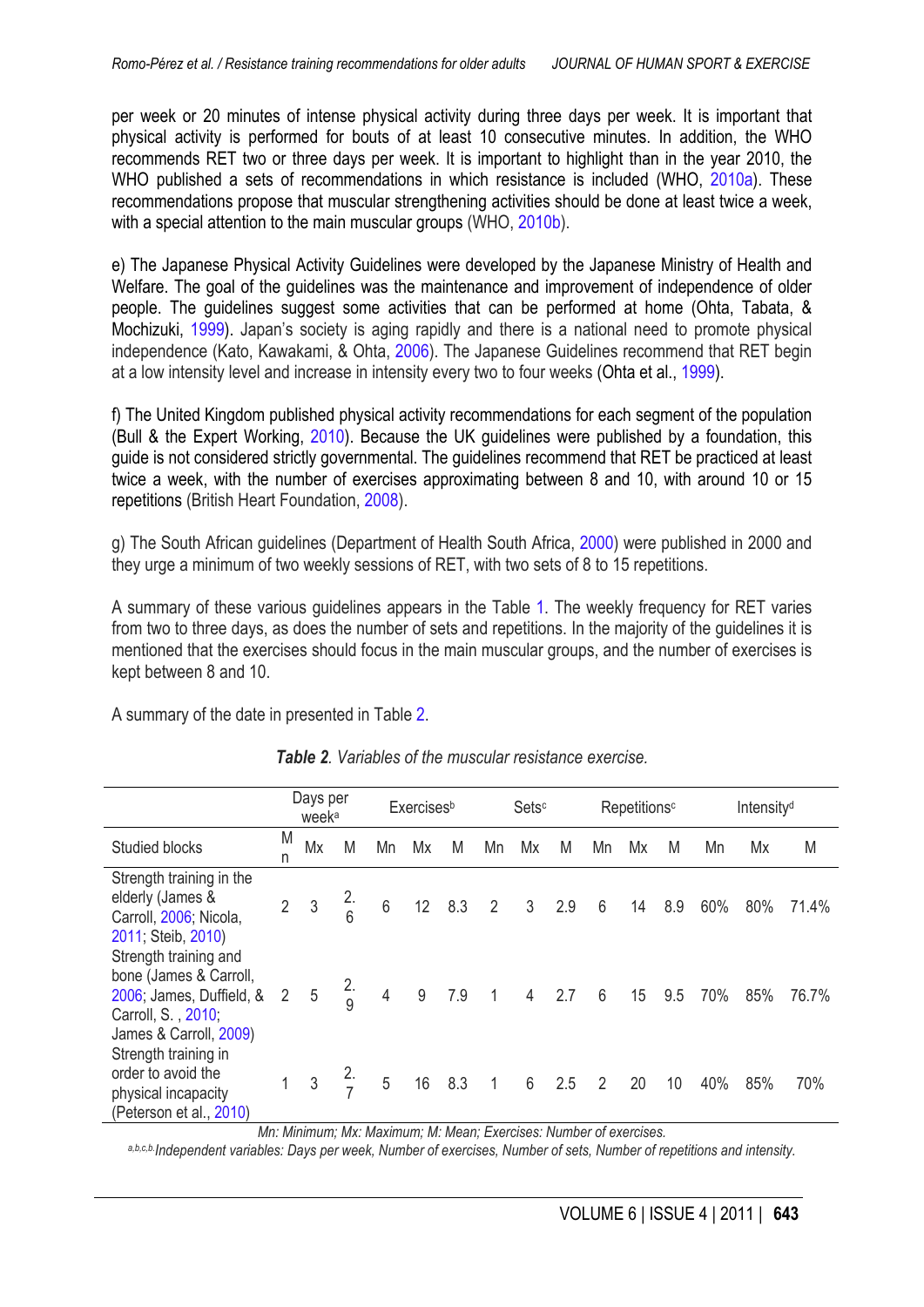per week or 20 minutes of intense physical activity during three days per week. It is important that physical activity is performed for bouts of at least 10 consecutive minutes. In addition, the WHO recommends RET two or three days per week. It is important to highlight than in the year 2010, the WHO published a sets of recommendations in which resistance is included (WHO, 2010a). These recommendations propose that muscular strengthening activities should be done at least twice a week, with a special attention to the main muscular groups (WHO, 2010b).

e) The Japanese Physical Activity Guidelines were developed by the Japanese Ministry of Health and Welfare. The goal of the guidelines was the maintenance and improvement of independence of older people. The guidelines suggest some activities that can be performed at home (Ohta, Tabata, & Mochizuki, 1999). Japan's society is aging rapidly and there is a national need to promote physical independence (Kato, Kawakami, & Ohta, 2006). The Japanese Guidelines recommend that RET begin at a low intensity level and increase in intensity every two to four weeks (Ohta et al., 1999).

f) The United Kingdom published physical activity recommendations for each segment of the population (Bull & the Expert Working, 2010). Because the UK guidelines were published by a foundation, this guide is not considered strictly governmental. The guidelines recommend that RET be practiced at least twice a week, with the number of exercises approximating between 8 and 10, with around 10 or 15 repetitions (British Heart Foundation, 2008).

g) The South African guidelines (Department of Health South Africa, 2000) were published in 2000 and they urge a minimum of two weekly sessions of RET, with two sets of 8 to 15 repetitions.

A summary of these various guidelines appears in the Table 1. The weekly frequency for RET varies from two to three days, as does the number of sets and repetitions. In the majority of the guidelines it is mentioned that the exercises should focus in the main muscular groups, and the number of exercises is kept between 8 and 10.

A summary of the date in presented in Table 2.

***Table 2**. Variables of the muscular resistance exercise.*

| | Days per week[a] | | | Exercises[b] | | | Sets[c] | | | Repetitions[c] | | | Intensity[d] | | |
|---|---|---|---|---|---|---|---|---|---|---|---|---|---|---|---|
| Studied blocks | Mn | Mx | M | Mn | Mx | M | Mn | Mx | M | Mn | Mx | M | Mn | Mx | M |
| Strength training in the elderly (James & Carroll, 2006; Nicola, 2011; Steib, 2010) | 2 | 3 | 2.6 | 6 | 12 | 8.3 | 2 | 3 | 2.9 | 6 | 14 | 8.9 | 60% | 80% | 71.4% |
| Strength training and bone (James & Carroll, 2006; James, Duffield, & Carroll, S. , 2010; James & Carroll, 2009) | 2 | 5 | 2.9 | 4 | 9 | 7.9 | 1 | 4 | 2.7 | 6 | 15 | 9.5 | 70% | 85% | 76.7% |
| Strength training in order to avoid the physical incapacity (Peterson et al., 2010) | 1 | 3 | 2.7 | 5 | 16 | 8.3 | 1 | 6 | 2.5 | 2 | 20 | 10 | 40% | 85% | 70% |

*Mn: Minimum; Mx: Maximum; M: Mean; Exercises: Number of exercises.*

*[a,b,c,b]Independent variables: Days per week, Number of exercises, Number of sets, Number of repetitions and intensity.*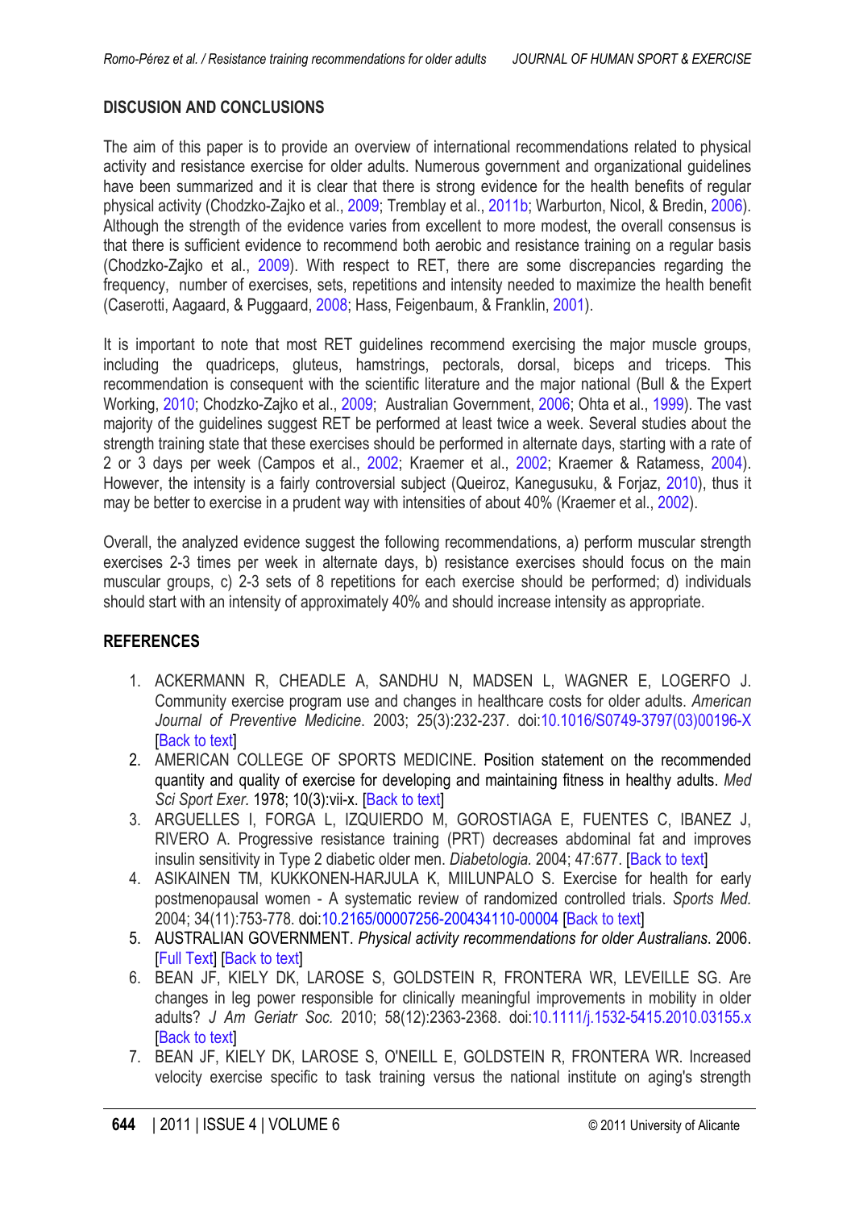## DISCUSION AND CONCLUSIONS

The aim of this paper is to provide an overview of international recommendations related to physical activity and resistance exercise for older adults. Numerous government and organizational guidelines have been summarized and it is clear that there is strong evidence for the health benefits of regular physical activity (Chodzko-Zajko et al., 2009; Tremblay et al., 2011b; Warburton, Nicol, & Bredin, 2006). Although the strength of the evidence varies from excellent to more modest, the overall consensus is that there is sufficient evidence to recommend both aerobic and resistance training on a regular basis (Chodzko-Zajko et al., 2009). With respect to RET, there are some discrepancies regarding the frequency, number of exercises, sets, repetitions and intensity needed to maximize the health benefit (Caserotti, Aagaard, & Puggaard, 2008; Hass, Feigenbaum, & Franklin, 2001).

It is important to note that most RET guidelines recommend exercising the major muscle groups, including the quadriceps, gluteus, hamstrings, pectorals, dorsal, biceps and triceps. This recommendation is consequent with the scientific literature and the major national (Bull & the Expert Working, 2010; Chodzko-Zajko et al., 2009; Australian Government, 2006; Ohta et al., 1999). The vast majority of the guidelines suggest RET be performed at least twice a week. Several studies about the strength training state that these exercises should be performed in alternate days, starting with a rate of 2 or 3 days per week (Campos et al., 2002; Kraemer et al., 2002; Kraemer & Ratamess, 2004). However, the intensity is a fairly controversial subject (Queiroz, Kanegusuku, & Forjaz, 2010), thus it may be better to exercise in a prudent way with intensities of about 40% (Kraemer et al., 2002).

Overall, the analyzed evidence suggest the following recommendations, a) perform muscular strength exercises 2-3 times per week in alternate days, b) resistance exercises should focus on the main muscular groups, c) 2-3 sets of 8 repetitions for each exercise should be performed; d) individuals should start with an intensity of approximately 40% and should increase intensity as appropriate.

## REFERENCES

1. ACKERMANN R, CHEADLE A, SANDHU N, MADSEN L, WAGNER E, LOGERFO J. Community exercise program use and changes in healthcare costs for older adults. *American Journal of Preventive Medicine*. 2003; 25(3):232-237. doi:10.1016/S0749-3797(03)00196-X [Back to text]
2. AMERICAN COLLEGE OF SPORTS MEDICINE. Position statement on the recommended quantity and quality of exercise for developing and maintaining fitness in healthy adults. *Med Sci Sport Exer*. 1978; 10(3):vii-x. [Back to text]
3. ARGUELLES I, FORGA L, IZQUIERDO M, GOROSTIAGA E, FUENTES C, IBANEZ J, RIVERO A. Progressive resistance training (PRT) decreases abdominal fat and improves insulin sensitivity in Type 2 diabetic older men. *Diabetologia*. 2004; 47:677. [Back to text]
4. ASIKAINEN TM, KUKKONEN-HARJULA K, MIILUNPALO S. Exercise for health for early postmenopausal women - A systematic review of randomized controlled trials. *Sports Med.* 2004; 34(11):753-778. doi:10.2165/00007256-200434110-00004 [Back to text]
5. AUSTRALIAN GOVERNMENT. *Physical activity recommendations for older Australians*. 2006. [Full Text] [Back to text]
6. BEAN JF, KIELY DK, LAROSE S, GOLDSTEIN R, FRONTERA WR, LEVEILLE SG. Are changes in leg power responsible for clinically meaningful improvements in mobility in older adults? *J Am Geriatr Soc.* 2010; 58(12):2363-2368. doi:10.1111/j.1532-5415.2010.03155.x [Back to text]
7. BEAN JF, KIELY DK, LAROSE S, O'NEILL E, GOLDSTEIN R, FRONTERA WR. Increased velocity exercise specific to task training versus the national institute on aging's strength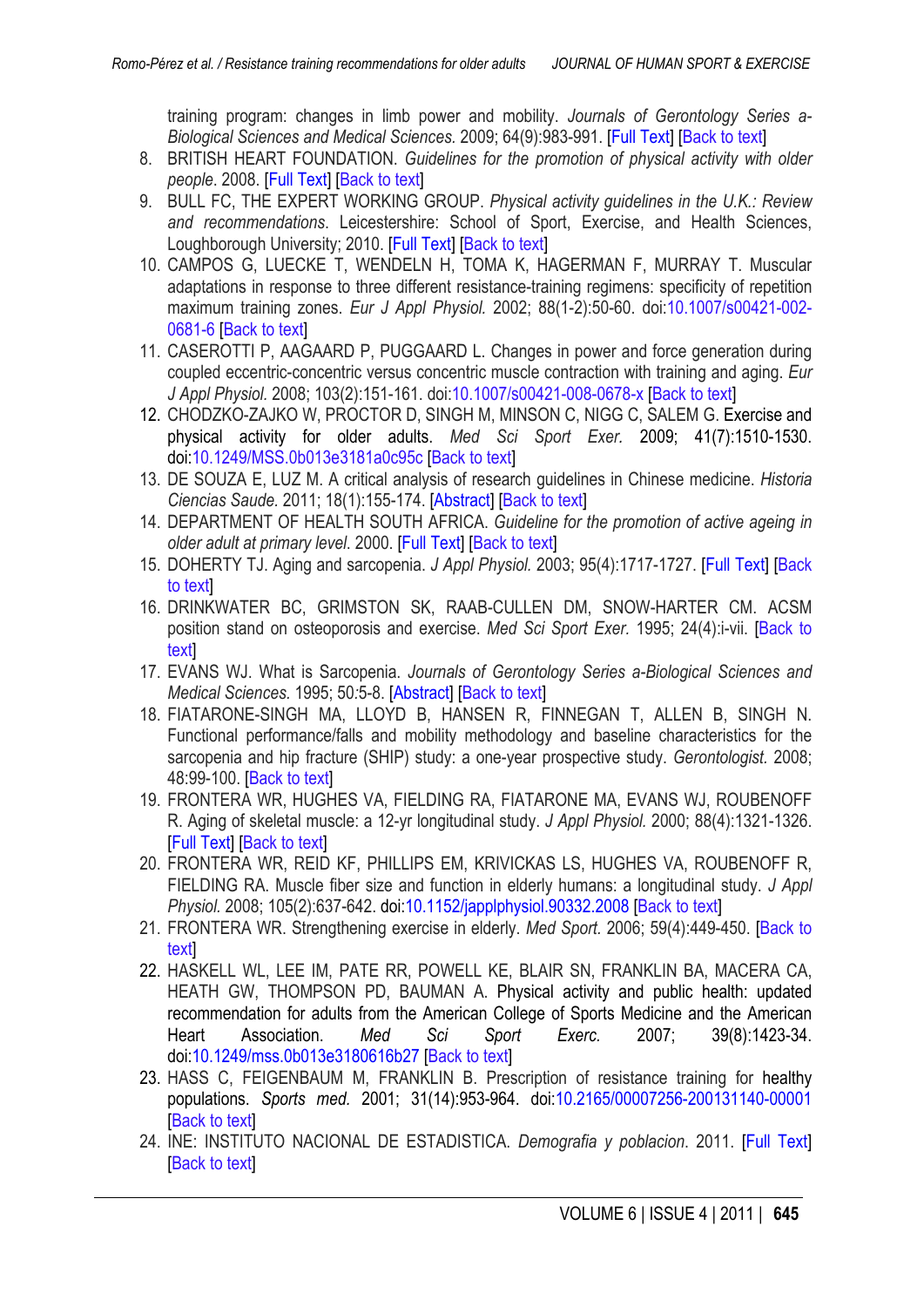training program: changes in limb power and mobility. *Journals of Gerontology Series a-Biological Sciences and Medical Sciences.* 2009; 64(9):983-991. [Full Text] [Back to text]

8. BRITISH HEART FOUNDATION. *Guidelines for the promotion of physical activity with older people*. 2008. [Full Text] [Back to text]
9. BULL FC, THE EXPERT WORKING GROUP. *Physical activity guidelines in the U.K.: Review and recommendations*. Leicestershire: School of Sport, Exercise, and Health Sciences, Loughborough University; 2010. [Full Text] [Back to text]
10. CAMPOS G, LUECKE T, WENDELN H, TOMA K, HAGERMAN F, MURRAY T. Muscular adaptations in response to three different resistance-training regimens: specificity of repetition maximum training zones. *Eur J Appl Physiol.* 2002; 88(1-2):50-60. doi:10.1007/s00421-002-0681-6 [Back to text]
11. CASEROTTI P, AAGAARD P, PUGGAARD L. Changes in power and force generation during coupled eccentric-concentric versus concentric muscle contraction with training and aging. *Eur J Appl Physiol.* 2008; 103(2):151-161. doi:10.1007/s00421-008-0678-x [Back to text]
12. CHODZKO-ZAJKO W, PROCTOR D, SINGH M, MINSON C, NIGG C, SALEM G. Exercise and physical activity for older adults. *Med Sci Sport Exer.* 2009; 41(7):1510-1530. doi:10.1249/MSS.0b013e3181a0c95c [Back to text]
13. DE SOUZA E, LUZ M. A critical analysis of research guidelines in Chinese medicine. *Historia Ciencias Saude.* 2011; 18(1):155-174. [Abstract] [Back to text]
14. DEPARTMENT OF HEALTH SOUTH AFRICA. *Guideline for the promotion of active ageing in older adult at primary level.* 2000. [Full Text] [Back to text]
15. DOHERTY TJ. Aging and sarcopenia. *J Appl Physiol.* 2003; 95(4):1717-1727. [Full Text] [Back to text]
16. DRINKWATER BC, GRIMSTON SK, RAAB-CULLEN DM, SNOW-HARTER CM. ACSM position stand on osteoporosis and exercise. *Med Sci Sport Exer.* 1995; 24(4):i-vii. [Back to text]
17. EVANS WJ. What is Sarcopenia. *Journals of Gerontology Series a-Biological Sciences and Medical Sciences.* 1995; 50:5-8. [Abstract] [Back to text]
18. FIATARONE-SINGH MA, LLOYD B, HANSEN R, FINNEGAN T, ALLEN B, SINGH N. Functional performance/falls and mobility methodology and baseline characteristics for the sarcopenia and hip fracture (SHIP) study: a one-year prospective study. *Gerontologist.* 2008; 48:99-100. [Back to text]
19. FRONTERA WR, HUGHES VA, FIELDING RA, FIATARONE MA, EVANS WJ, ROUBENOFF R. Aging of skeletal muscle: a 12-yr longitudinal study. *J Appl Physiol.* 2000; 88(4):1321-1326. [Full Text] [Back to text]
20. FRONTERA WR, REID KF, PHILLIPS EM, KRIVICKAS LS, HUGHES VA, ROUBENOFF R, FIELDING RA. Muscle fiber size and function in elderly humans: a longitudinal study. *J Appl Physiol.* 2008; 105(2):637-642. doi:10.1152/japplphysiol.90332.2008 [Back to text]
21. FRONTERA WR. Strengthening exercise in elderly. *Med Sport.* 2006; 59(4):449-450. [Back to text]
22. HASKELL WL, LEE IM, PATE RR, POWELL KE, BLAIR SN, FRANKLIN BA, MACERA CA, HEATH GW, THOMPSON PD, BAUMAN A. Physical activity and public health: updated recommendation for adults from the American College of Sports Medicine and the American Heart Association. *Med Sci Sport Exerc.* 2007; 39(8):1423-34. doi:10.1249/mss.0b013e3180616b27 [Back to text]
23. HASS C, FEIGENBAUM M, FRANKLIN B. Prescription of resistance training for healthy populations. *Sports med.* 2001; 31(14):953-964. doi:10.2165/00007256-200131140-00001 [Back to text]
24. INE: INSTITUTO NACIONAL DE ESTADISTICA. *Demografia y poblacion*. 2011. [Full Text] [Back to text]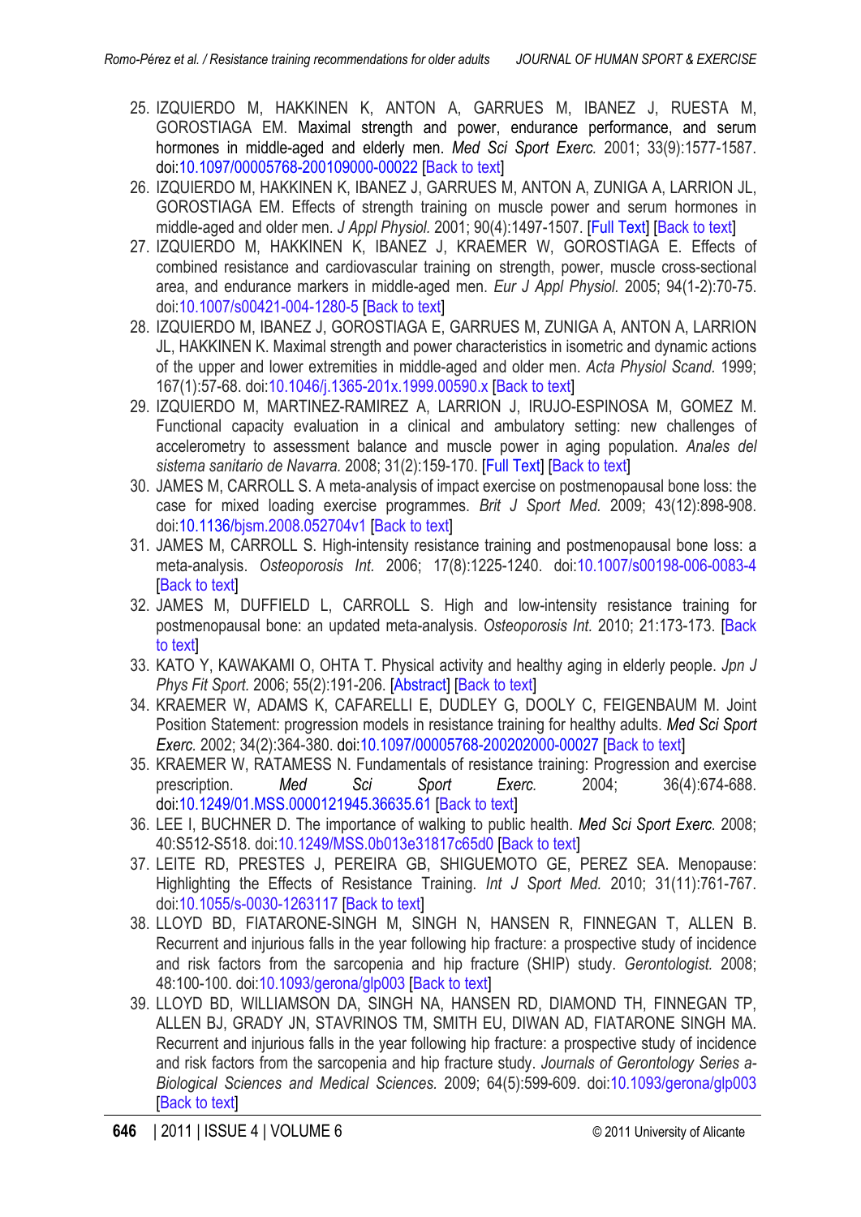25. IZQUIERDO M, HAKKINEN K, ANTON A, GARRUES M, IBANEZ J, RUESTA M, GOROSTIAGA EM. Maximal strength and power, endurance performance, and serum hormones in middle-aged and elderly men. *Med Sci Sport Exerc.* 2001; 33(9):1577-1587. doi:10.1097/00005768-200109000-00022 [Back to text]
26. IZQUIERDO M, HAKKINEN K, IBANEZ J, GARRUES M, ANTON A, ZUNIGA A, LARRION JL, GOROSTIAGA EM. Effects of strength training on muscle power and serum hormones in middle-aged and older men. *J Appl Physiol.* 2001; 90(4):1497-1507. [Full Text] [Back to text]
27. IZQUIERDO M, HAKKINEN K, IBANEZ J, KRAEMER W, GOROSTIAGA E. Effects of combined resistance and cardiovascular training on strength, power, muscle cross-sectional area, and endurance markers in middle-aged men. *Eur J Appl Physiol.* 2005; 94(1-2):70-75. doi:10.1007/s00421-004-1280-5 [Back to text]
28. IZQUIERDO M, IBANEZ J, GOROSTIAGA E, GARRUES M, ZUNIGA A, ANTON A, LARRION JL, HAKKINEN K. Maximal strength and power characteristics in isometric and dynamic actions of the upper and lower extremities in middle-aged and older men. *Acta Physiol Scand.* 1999; 167(1):57-68. doi:10.1046/j.1365-201x.1999.00590.x [Back to text]
29. IZQUIERDO M, MARTINEZ-RAMIREZ A, LARRION J, IRUJO-ESPINOSA M, GOMEZ M. Functional capacity evaluation in a clinical and ambulatory setting: new challenges of accelerometry to assessment balance and muscle power in aging population. *Anales del sistema sanitario de Navarra.* 2008; 31(2):159-170. [Full Text] [Back to text]
30. JAMES M, CARROLL S. A meta-analysis of impact exercise on postmenopausal bone loss: the case for mixed loading exercise programmes. *Brit J Sport Med.* 2009; 43(12):898-908. doi:10.1136/bjsm.2008.052704v1 [Back to text]
31. JAMES M, CARROLL S. High-intensity resistance training and postmenopausal bone loss: a meta-analysis. *Osteoporosis Int.* 2006; 17(8):1225-1240. doi:10.1007/s00198-006-0083-4 [Back to text]
32. JAMES M, DUFFIELD L, CARROLL S. High and low-intensity resistance training for postmenopausal bone: an updated meta-analysis. *Osteoporosis Int.* 2010; 21:173-173. [Back to text]
33. KATO Y, KAWAKAMI O, OHTA T. Physical activity and healthy aging in elderly people. *Jpn J Phys Fit Sport.* 2006; 55(2):191-206. [Abstract] [Back to text]
34. KRAEMER W, ADAMS K, CAFARELLI E, DUDLEY G, DOOLY C, FEIGENBAUM M. Joint Position Statement: progression models in resistance training for healthy adults. *Med Sci Sport Exerc.* 2002; 34(2):364-380. doi:10.1097/00005768-200202000-00027 [Back to text]
35. KRAEMER W, RATAMESS N. Fundamentals of resistance training: Progression and exercise prescription. *Med Sci Sport Exerc.* 2004; 36(4):674-688. doi:10.1249/01.MSS.0000121945.36635.61 [Back to text]
36. LEE I, BUCHNER D. The importance of walking to public health. *Med Sci Sport Exerc.* 2008; 40:S512-S518. doi:10.1249/MSS.0b013e31817c65d0 [Back to text]
37. LEITE RD, PRESTES J, PEREIRA GB, SHIGUEMOTO GE, PEREZ SEA. Menopause: Highlighting the Effects of Resistance Training. *Int J Sport Med.* 2010; 31(11):761-767. doi:10.1055/s-0030-1263117 [Back to text]
38. LLOYD BD, FIATARONE-SINGH M, SINGH N, HANSEN R, FINNEGAN T, ALLEN B. Recurrent and injurious falls in the year following hip fracture: a prospective study of incidence and risk factors from the sarcopenia and hip fracture (SHIP) study. *Gerontologist.* 2008; 48:100-100. doi:10.1093/gerona/glp003 [Back to text]
39. LLOYD BD, WILLIAMSON DA, SINGH NA, HANSEN RD, DIAMOND TH, FINNEGAN TP, ALLEN BJ, GRADY JN, STAVRINOS TM, SMITH EU, DIWAN AD, FIATARONE SINGH MA. Recurrent and injurious falls in the year following hip fracture: a prospective study of incidence and risk factors from the sarcopenia and hip fracture study. *Journals of Gerontology Series a-Biological Sciences and Medical Sciences.* 2009; 64(5):599-609. doi:10.1093/gerona/glp003 [Back to text]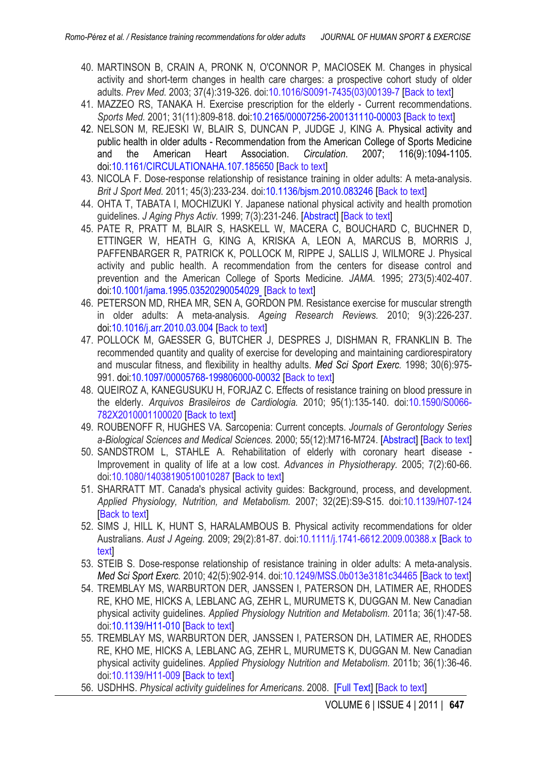40. MARTINSON B, CRAIN A, PRONK N, O'CONNOR P, MACIOSEK M. Changes in physical activity and short-term changes in health care charges: a prospective cohort study of older adults. *Prev Med.* 2003; 37(4):319-326. doi:10.1016/S0091-7435(03)00139-7 [Back to text]
41. MAZZEO RS, TANAKA H. Exercise prescription for the elderly - Current recommendations. *Sports Med.* 2001; 31(11):809-818. doi:10.2165/00007256-200131110-00003 [Back to text]
42. NELSON M, REJESKI W, BLAIR S, DUNCAN P, JUDGE J, KING A. Physical activity and public health in older adults - Recommendation from the American College of Sports Medicine and the American Heart Association. *Circulation*. 2007; 116(9):1094-1105. doi:10.1161/CIRCULATIONAHA.107.185650 [Back to text]
43. NICOLA F. Dose-response relationship of resistance training in older adults: A meta-analysis. *Brit J Sport Med.* 2011; 45(3):233-234. doi:10.1136/bjsm.2010.083246 [Back to text]
44. OHTA T, TABATA I, MOCHIZUKI Y. Japanese national physical activity and health promotion guidelines. *J Aging Phys Activ.* 1999; 7(3):231-246. [Abstract] [Back to text]
45. PATE R, PRATT M, BLAIR S, HASKELL W, MACERA C, BOUCHARD C, BUCHNER D, ETTINGER W, HEATH G, KING A, KRISKA A, LEON A, MARCUS B, MORRIS J, PAFFENBARGER R, PATRICK K, POLLOCK M, RIPPE J, SALLIS J, WILMORE J. Physical activity and public health. A recommendation from the centers for disease control and prevention and the American College of Sports Medicine. *JAMA.* 1995; 273(5):402-407. doi:10.1001/jama.1995.03520290054029 [Back to text]
46. PETERSON MD, RHEA MR, SEN A, GORDON PM. Resistance exercise for muscular strength in older adults: A meta-analysis. *Ageing Research Reviews.* 2010; 9(3):226-237. doi:10.1016/j.arr.2010.03.004 [Back to text]
47. POLLOCK M, GAESSER G, BUTCHER J, DESPRES J, DISHMAN R, FRANKLIN B. The recommended quantity and quality of exercise for developing and maintaining cardiorespiratory and muscular fitness, and flexibility in healthy adults. *Med Sci Sport Exerc.* 1998; 30(6):975-991. doi:10.1097/00005768-199806000-00032 [Back to text]
48. QUEIROZ A, KANEGUSUKU H, FORJAZ C. Effects of resistance training on blood pressure in the elderly. *Arquivos Brasileiros de Cardiologia.* 2010; 95(1):135-140. doi:10.1590/S0066-782X2010001100020 [Back to text]
49. ROUBENOFF R, HUGHES VA. Sarcopenia: Current concepts. *Journals of Gerontology Series a-Biological Sciences and Medical Sciences.* 2000; 55(12):M716-M724. [Abstract] [Back to text]
50. SANDSTROM L, STAHLE A. Rehabilitation of elderly with coronary heart disease - Improvement in quality of life at a low cost. *Advances in Physiotherapy.* 2005; 7(2):60-66. doi:10.1080/14038190510010287 [Back to text]
51. SHARRATT MT. Canada's physical activity guides: Background, process, and development. *Applied Physiology, Nutrition, and Metabolism.* 2007; 32(2E):S9-S15. doi:10.1139/H07-124 [Back to text]
52. SIMS J, HILL K, HUNT S, HARALAMBOUS B. Physical activity recommendations for older Australians. *Aust J Ageing.* 2009; 29(2):81-87. doi:10.1111/j.1741-6612.2009.00388.x [Back to text]
53. STEIB S. Dose-response relationship of resistance training in older adults: A meta-analysis. *Med Sci Sport Exerc.* 2010; 42(5):902-914. doi:10.1249/MSS.0b013e3181c34465 [Back to text]
54. TREMBLAY MS, WARBURTON DER, JANSSEN I, PATERSON DH, LATIMER AE, RHODES RE, KHO ME, HICKS A, LEBLANC AG, ZEHR L, MURUMETS K, DUGGAN M. New Canadian physical activity guidelines. *Applied Physiology Nutrition and Metabolism.* 2011a; 36(1):47-58. doi:10.1139/H11-010 [Back to text]
55. TREMBLAY MS, WARBURTON DER, JANSSEN I, PATERSON DH, LATIMER AE, RHODES RE, KHO ME, HICKS A, LEBLANC AG, ZEHR L, MURUMETS K, DUGGAN M. New Canadian physical activity guidelines. *Applied Physiology Nutrition and Metabolism.* 2011b; 36(1):36-46. doi:10.1139/H11-009 [Back to text]
56. USDHHS. *Physical activity guidelines for Americans*. 2008. [Full Text] [Back to text]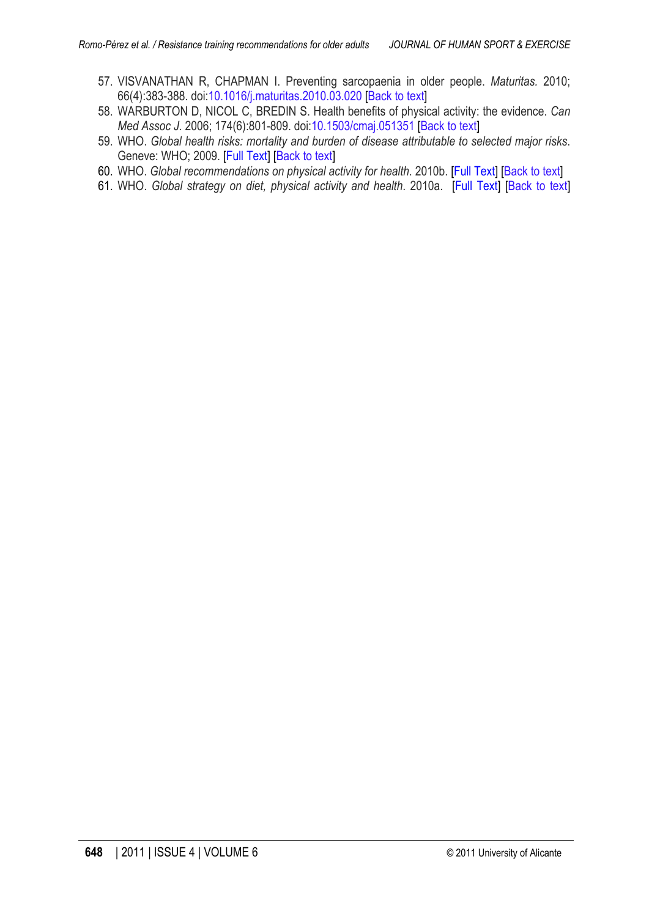57. VISVANATHAN R, CHAPMAN I. Preventing sarcopaenia in older people. *Maturitas.* 2010; 66(4):383-388. doi:10.1016/j.maturitas.2010.03.020 [Back to text]
58. WARBURTON D, NICOL C, BREDIN S. Health benefits of physical activity: the evidence. *Can Med Assoc J.* 2006; 174(6):801-809. doi:10.1503/cmaj.051351 [Back to text]
59. WHO. *Global health risks: mortality and burden of disease attributable to selected major risks*. Geneve: WHO; 2009. [Full Text] [Back to text]
60. WHO. *Global recommendations on physical activity for health*. 2010b. [Full Text] [Back to text]
61. WHO. *Global strategy on diet, physical activity and health*. 2010a. [Full Text] [Back to text]